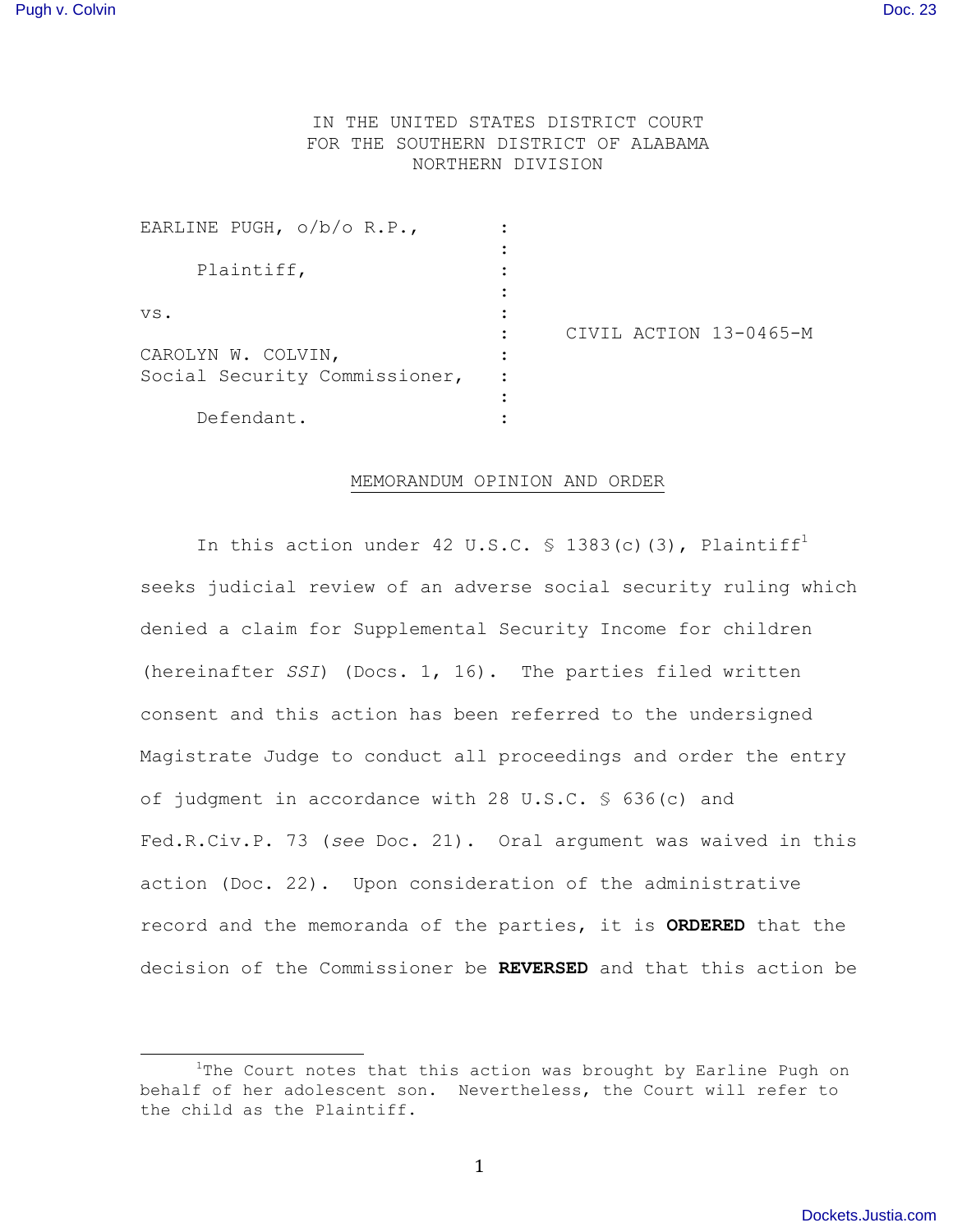IN THE UNITED STATES DISTRICT COURT
FOR THE SOUTHERN DISTRICT OF ALABAMA
NORTHERN DIVISION

| | | |
|---|---|---|
| EARLINE PUGH, o/b/o R.P., | : | |
| Plaintiff, | : | |
| vs. | : | CIVIL ACTION 13-0465-M |
| CAROLYN W. COLVIN, Social Security Commissioner, | : | |
| Defendant. | : | |

MEMORANDUM OPINION AND ORDER

In this action under 42 U.S.C. § 1383(c)(3), Plaintiff[1] seeks judicial review of an adverse social security ruling which denied a claim for Supplemental Security Income for children (hereinafter *SSI*) (Docs. 1, 16). The parties filed written consent and this action has been referred to the undersigned Magistrate Judge to conduct all proceedings and order the entry of judgment in accordance with 28 U.S.C. § 636(c) and Fed.R.Civ.P. 73 (*see* Doc. 21). Oral argument was waived in this action (Doc. 22). Upon consideration of the administrative record and the memoranda of the parties, it is **ORDERED** that the decision of the Commissioner be **REVERSED** and that this action be

[1]The Court notes that this action was brought by Earline Pugh on behalf of her adolescent son. Nevertheless, the Court will refer to the child as the Plaintiff.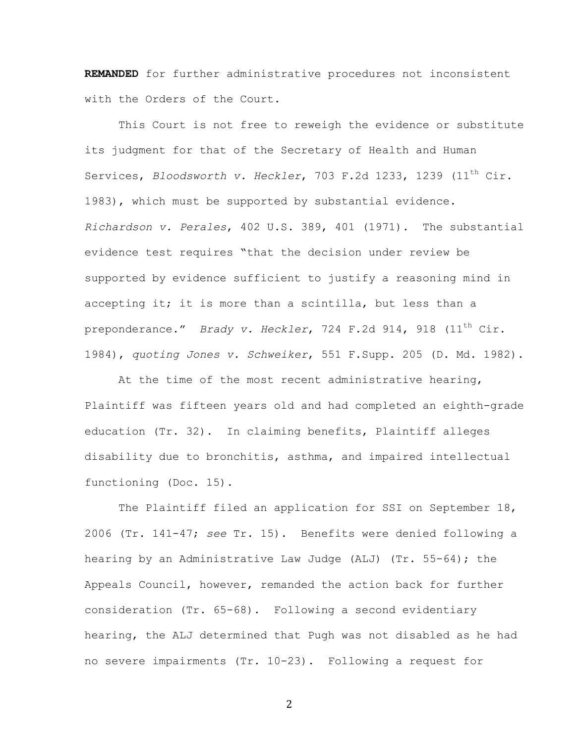**REMANDED** for further administrative procedures not inconsistent with the Orders of the Court.

This Court is not free to reweigh the evidence or substitute its judgment for that of the Secretary of Health and Human Services, *Bloodsworth v. Heckler*, 703 F.2d 1233, 1239 (11th Cir. 1983), which must be supported by substantial evidence. *Richardson v. Perales*, 402 U.S. 389, 401 (1971). The substantial evidence test requires "that the decision under review be supported by evidence sufficient to justify a reasoning mind in accepting it; it is more than a scintilla, but less than a preponderance." *Brady v. Heckler*, 724 F.2d 914, 918 (11th Cir. 1984), *quoting Jones v. Schweiker*, 551 F.Supp. 205 (D. Md. 1982).

At the time of the most recent administrative hearing, Plaintiff was fifteen years old and had completed an eighth-grade education (Tr. 32). In claiming benefits, Plaintiff alleges disability due to bronchitis, asthma, and impaired intellectual functioning (Doc. 15).

The Plaintiff filed an application for SSI on September 18, 2006 (Tr. 141-47; *see* Tr. 15). Benefits were denied following a hearing by an Administrative Law Judge (ALJ) (Tr. 55-64); the Appeals Council, however, remanded the action back for further consideration (Tr. 65-68). Following a second evidentiary hearing, the ALJ determined that Pugh was not disabled as he had no severe impairments (Tr. 10-23). Following a request for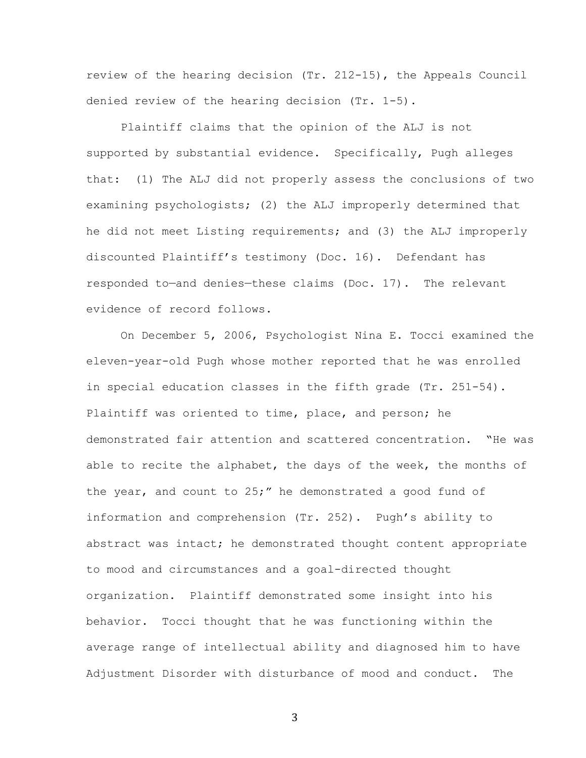review of the hearing decision (Tr. 212-15), the Appeals Council denied review of the hearing decision (Tr. 1-5).

Plaintiff claims that the opinion of the ALJ is not supported by substantial evidence. Specifically, Pugh alleges that: (1) The ALJ did not properly assess the conclusions of two examining psychologists; (2) the ALJ improperly determined that he did not meet Listing requirements; and (3) the ALJ improperly discounted Plaintiff's testimony (Doc. 16). Defendant has responded to—and denies—these claims (Doc. 17). The relevant evidence of record follows.

On December 5, 2006, Psychologist Nina E. Tocci examined the eleven-year-old Pugh whose mother reported that he was enrolled in special education classes in the fifth grade (Tr. 251-54). Plaintiff was oriented to time, place, and person; he demonstrated fair attention and scattered concentration. "He was able to recite the alphabet, the days of the week, the months of the year, and count to 25;" he demonstrated a good fund of information and comprehension (Tr. 252). Pugh's ability to abstract was intact; he demonstrated thought content appropriate to mood and circumstances and a goal-directed thought organization. Plaintiff demonstrated some insight into his behavior. Tocci thought that he was functioning within the average range of intellectual ability and diagnosed him to have Adjustment Disorder with disturbance of mood and conduct. The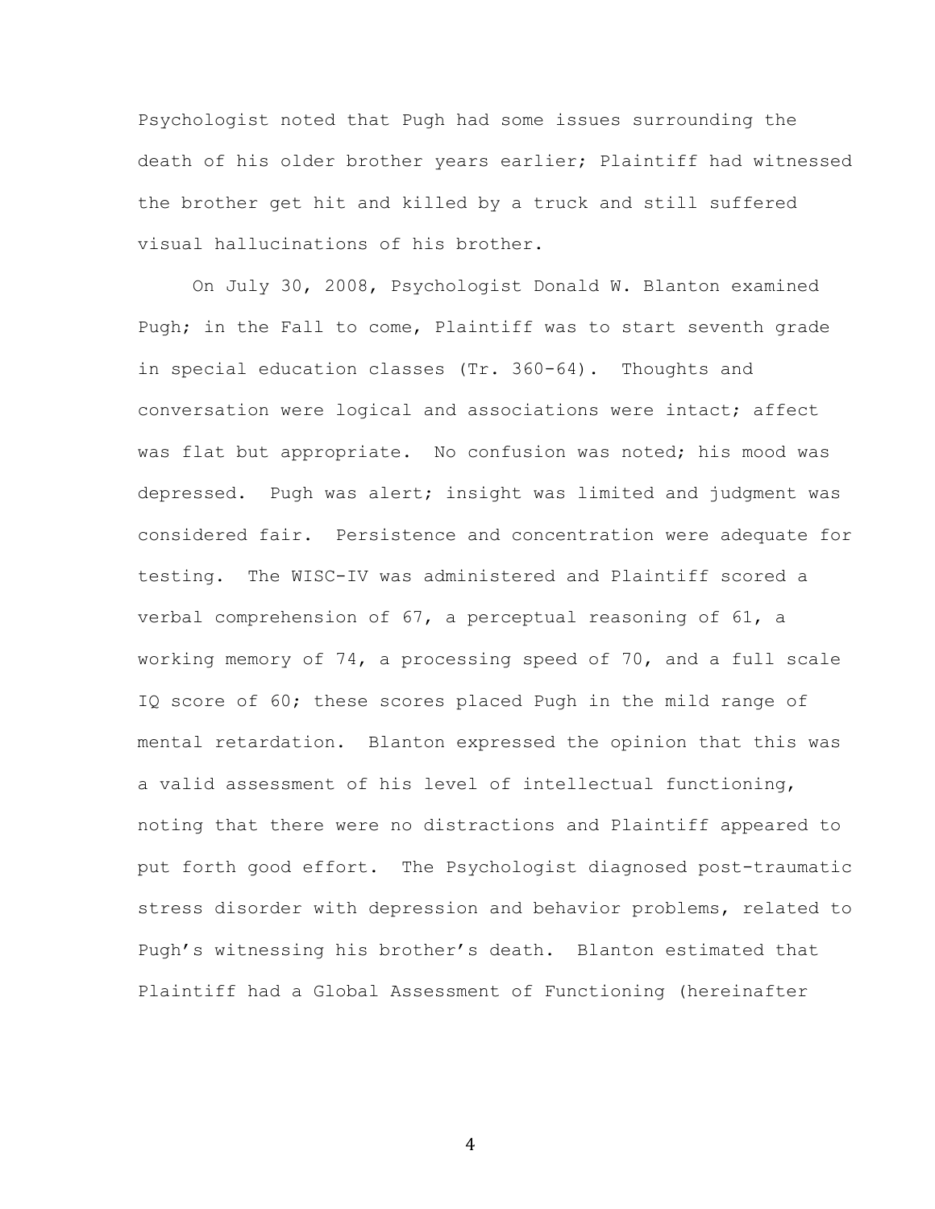Psychologist noted that Pugh had some issues surrounding the death of his older brother years earlier; Plaintiff had witnessed the brother get hit and killed by a truck and still suffered visual hallucinations of his brother.

On July 30, 2008, Psychologist Donald W. Blanton examined Pugh; in the Fall to come, Plaintiff was to start seventh grade in special education classes (Tr. 360-64). Thoughts and conversation were logical and associations were intact; affect was flat but appropriate. No confusion was noted; his mood was depressed. Pugh was alert; insight was limited and judgment was considered fair. Persistence and concentration were adequate for testing. The WISC-IV was administered and Plaintiff scored a verbal comprehension of 67, a perceptual reasoning of 61, a working memory of 74, a processing speed of 70, and a full scale IQ score of 60; these scores placed Pugh in the mild range of mental retardation. Blanton expressed the opinion that this was a valid assessment of his level of intellectual functioning, noting that there were no distractions and Plaintiff appeared to put forth good effort. The Psychologist diagnosed post-traumatic stress disorder with depression and behavior problems, related to Pugh's witnessing his brother's death. Blanton estimated that Plaintiff had a Global Assessment of Functioning (hereinafter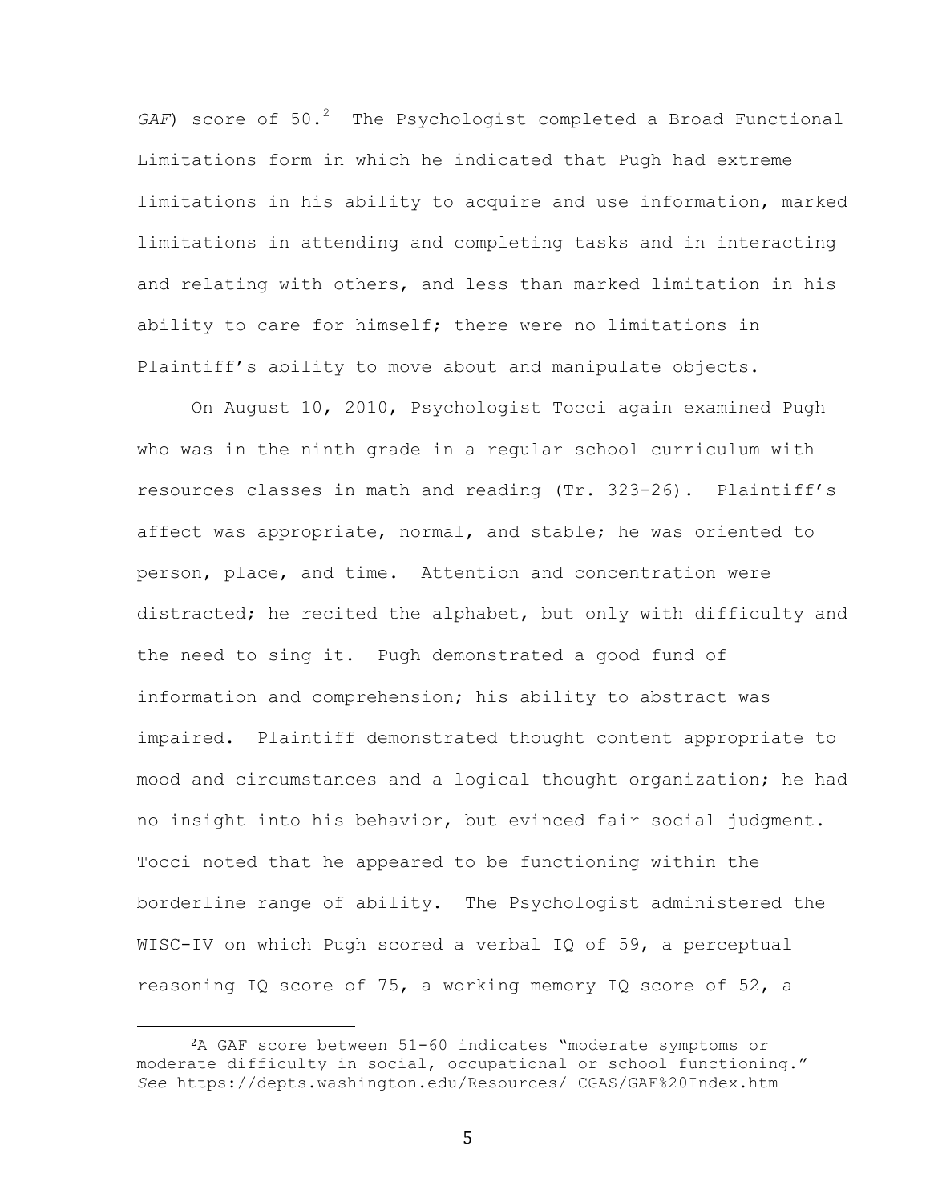*GAF*) score of 50.[2] The Psychologist completed a Broad Functional Limitations form in which he indicated that Pugh had extreme limitations in his ability to acquire and use information, marked limitations in attending and completing tasks and in interacting and relating with others, and less than marked limitation in his ability to care for himself; there were no limitations in Plaintiff's ability to move about and manipulate objects.

On August 10, 2010, Psychologist Tocci again examined Pugh who was in the ninth grade in a regular school curriculum with resources classes in math and reading (Tr. 323-26). Plaintiff's affect was appropriate, normal, and stable; he was oriented to person, place, and time. Attention and concentration were distracted; he recited the alphabet, but only with difficulty and the need to sing it. Pugh demonstrated a good fund of information and comprehension; his ability to abstract was impaired. Plaintiff demonstrated thought content appropriate to mood and circumstances and a logical thought organization; he had no insight into his behavior, but evinced fair social judgment. Tocci noted that he appeared to be functioning within the borderline range of ability. The Psychologist administered the WISC-IV on which Pugh scored a verbal IQ of 59, a perceptual reasoning IQ score of 75, a working memory IQ score of 52, a

[2]A GAF score between 51-60 indicates "moderate symptoms or moderate difficulty in social, occupational or school functioning." *See* https://depts.washington.edu/Resources/ CGAS/GAF%20Index.htm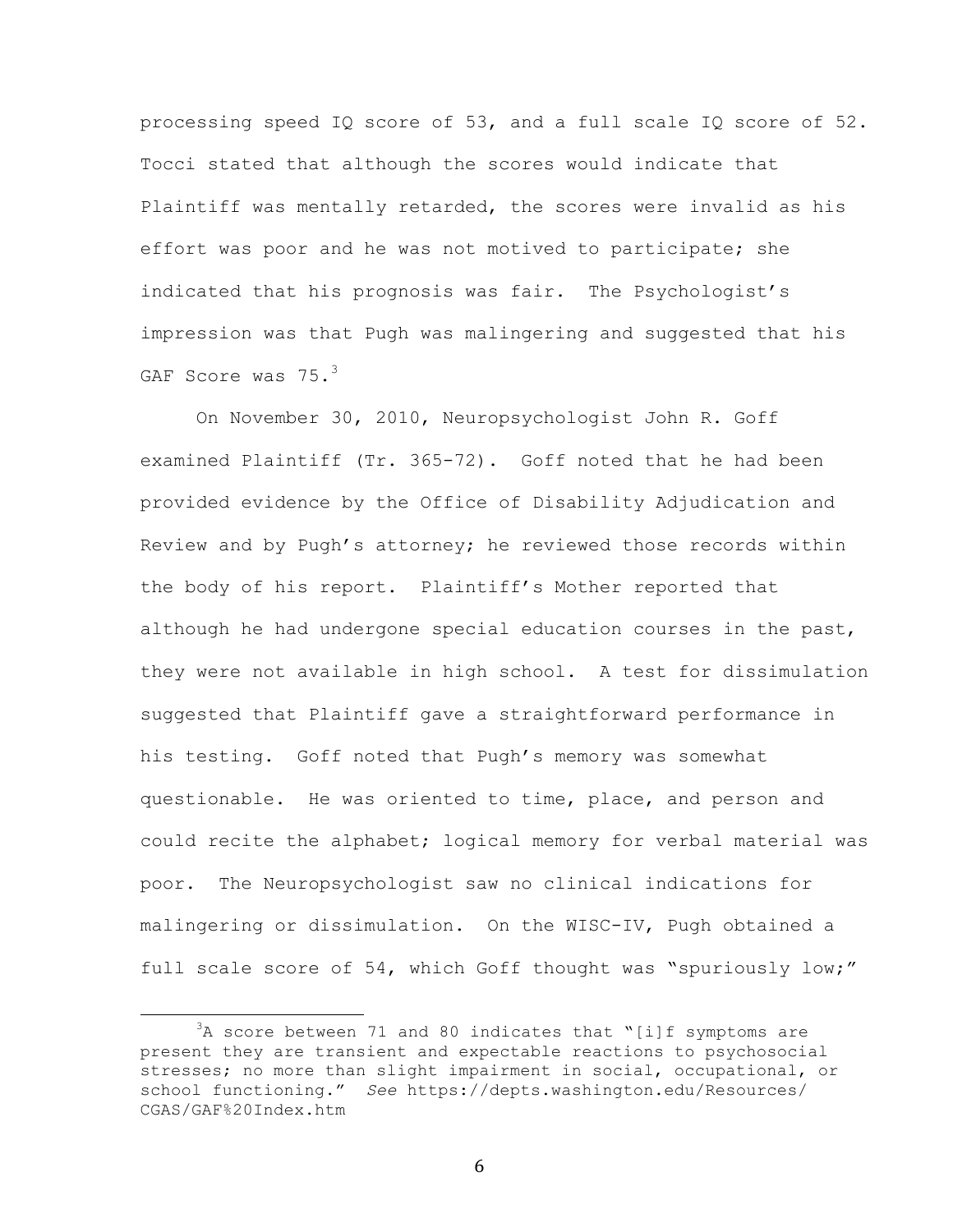processing speed IQ score of 53, and a full scale IQ score of 52. Tocci stated that although the scores would indicate that Plaintiff was mentally retarded, the scores were invalid as his effort was poor and he was not motived to participate; she indicated that his prognosis was fair. The Psychologist's impression was that Pugh was malingering and suggested that his GAF Score was 75.[3]

On November 30, 2010, Neuropsychologist John R. Goff examined Plaintiff (Tr. 365-72). Goff noted that he had been provided evidence by the Office of Disability Adjudication and Review and by Pugh's attorney; he reviewed those records within the body of his report. Plaintiff's Mother reported that although he had undergone special education courses in the past, they were not available in high school. A test for dissimulation suggested that Plaintiff gave a straightforward performance in his testing. Goff noted that Pugh's memory was somewhat questionable. He was oriented to time, place, and person and could recite the alphabet; logical memory for verbal material was poor. The Neuropsychologist saw no clinical indications for malingering or dissimulation. On the WISC-IV, Pugh obtained a full scale score of 54, which Goff thought was "spuriously low;"

---

[3]A score between 71 and 80 indicates that "[i]f symptoms are present they are transient and expectable reactions to psychosocial stresses; no more than slight impairment in social, occupational, or school functioning." *See* https://depts.washington.edu/Resources/CGAS/GAF%20Index.htm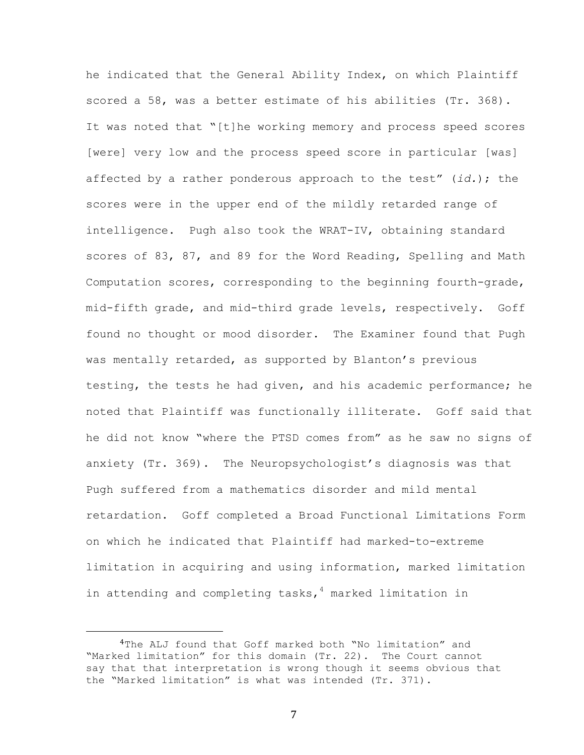he indicated that the General Ability Index, on which Plaintiff scored a 58, was a better estimate of his abilities (Tr. 368). It was noted that "[t]he working memory and process speed scores [were] very low and the process speed score in particular [was] affected by a rather ponderous approach to the test" (*id.*); the scores were in the upper end of the mildly retarded range of intelligence. Pugh also took the WRAT-IV, obtaining standard scores of 83, 87, and 89 for the Word Reading, Spelling and Math Computation scores, corresponding to the beginning fourth-grade, mid-fifth grade, and mid-third grade levels, respectively. Goff found no thought or mood disorder. The Examiner found that Pugh was mentally retarded, as supported by Blanton's previous testing, the tests he had given, and his academic performance; he noted that Plaintiff was functionally illiterate. Goff said that he did not know "where the PTSD comes from" as he saw no signs of anxiety (Tr. 369). The Neuropsychologist's diagnosis was that Pugh suffered from a mathematics disorder and mild mental retardation. Goff completed a Broad Functional Limitations Form on which he indicated that Plaintiff had marked-to-extreme limitation in acquiring and using information, marked limitation in attending and completing tasks,[4] marked limitation in

[4]The ALJ found that Goff marked both "No limitation" and "Marked limitation" for this domain (Tr. 22). The Court cannot say that that interpretation is wrong though it seems obvious that the "Marked limitation" is what was intended (Tr. 371).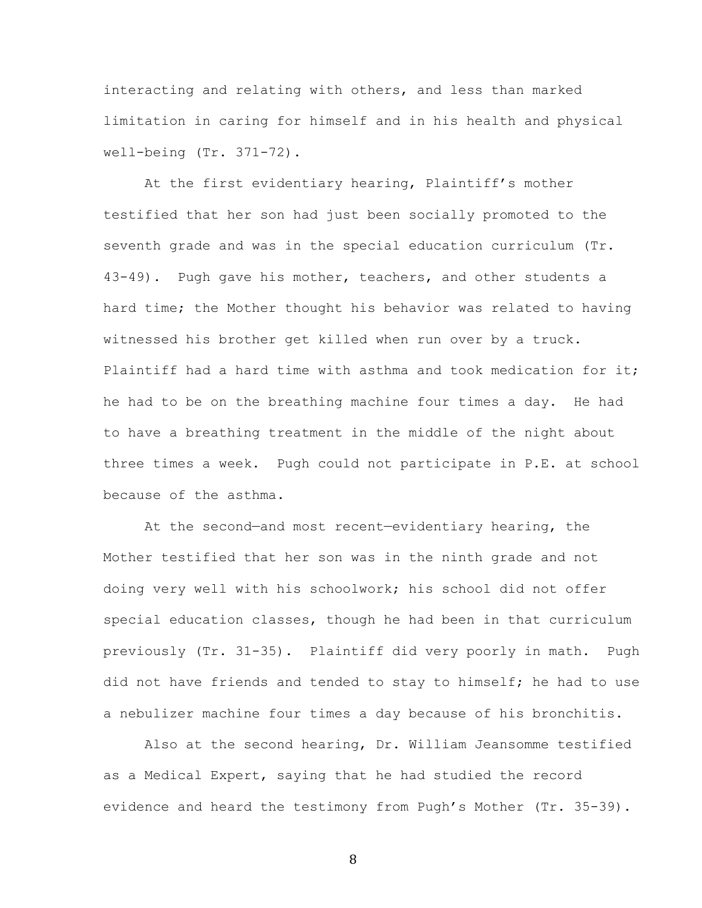interacting and relating with others, and less than marked limitation in caring for himself and in his health and physical well-being (Tr. 371-72).

At the first evidentiary hearing, Plaintiff's mother testified that her son had just been socially promoted to the seventh grade and was in the special education curriculum (Tr. 43-49). Pugh gave his mother, teachers, and other students a hard time; the Mother thought his behavior was related to having witnessed his brother get killed when run over by a truck. Plaintiff had a hard time with asthma and took medication for it; he had to be on the breathing machine four times a day. He had to have a breathing treatment in the middle of the night about three times a week. Pugh could not participate in P.E. at school because of the asthma.

At the second—and most recent—evidentiary hearing, the Mother testified that her son was in the ninth grade and not doing very well with his schoolwork; his school did not offer special education classes, though he had been in that curriculum previously (Tr. 31-35). Plaintiff did very poorly in math. Pugh did not have friends and tended to stay to himself; he had to use a nebulizer machine four times a day because of his bronchitis.

Also at the second hearing, Dr. William Jeansomme testified as a Medical Expert, saying that he had studied the record evidence and heard the testimony from Pugh's Mother (Tr. 35-39).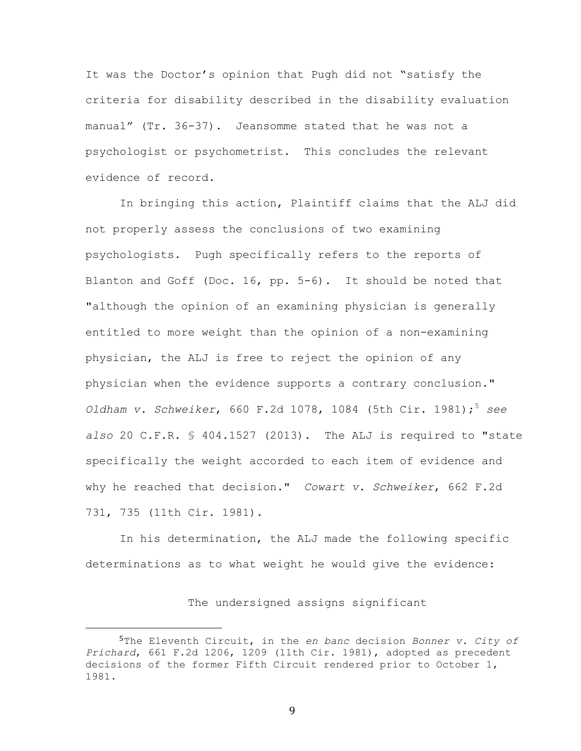It was the Doctor's opinion that Pugh did not "satisfy the criteria for disability described in the disability evaluation manual" (Tr. 36-37). Jeansomme stated that he was not a psychologist or psychometrist. This concludes the relevant evidence of record.

In bringing this action, Plaintiff claims that the ALJ did not properly assess the conclusions of two examining psychologists. Pugh specifically refers to the reports of Blanton and Goff (Doc. 16, pp. 5-6). It should be noted that "although the opinion of an examining physician is generally entitled to more weight than the opinion of a non-examining physician, the ALJ is free to reject the opinion of any physician when the evidence supports a contrary conclusion." *Oldham v. Schweiker*, 660 F.2d 1078, 1084 (5th Cir. 1981);[5] *see also* 20 C.F.R. § 404.1527 (2013). The ALJ is required to "state specifically the weight accorded to each item of evidence and why he reached that decision." *Cowart v. Schweiker*, 662 F.2d 731, 735 (11th Cir. 1981).

In his determination, the ALJ made the following specific determinations as to what weight he would give the evidence:

> The undersigned assigns significant

[5] The Eleventh Circuit, in the *en banc* decision *Bonner v. City of Prichard*, 661 F.2d 1206, 1209 (11th Cir. 1981), adopted as precedent decisions of the former Fifth Circuit rendered prior to October 1, 1981.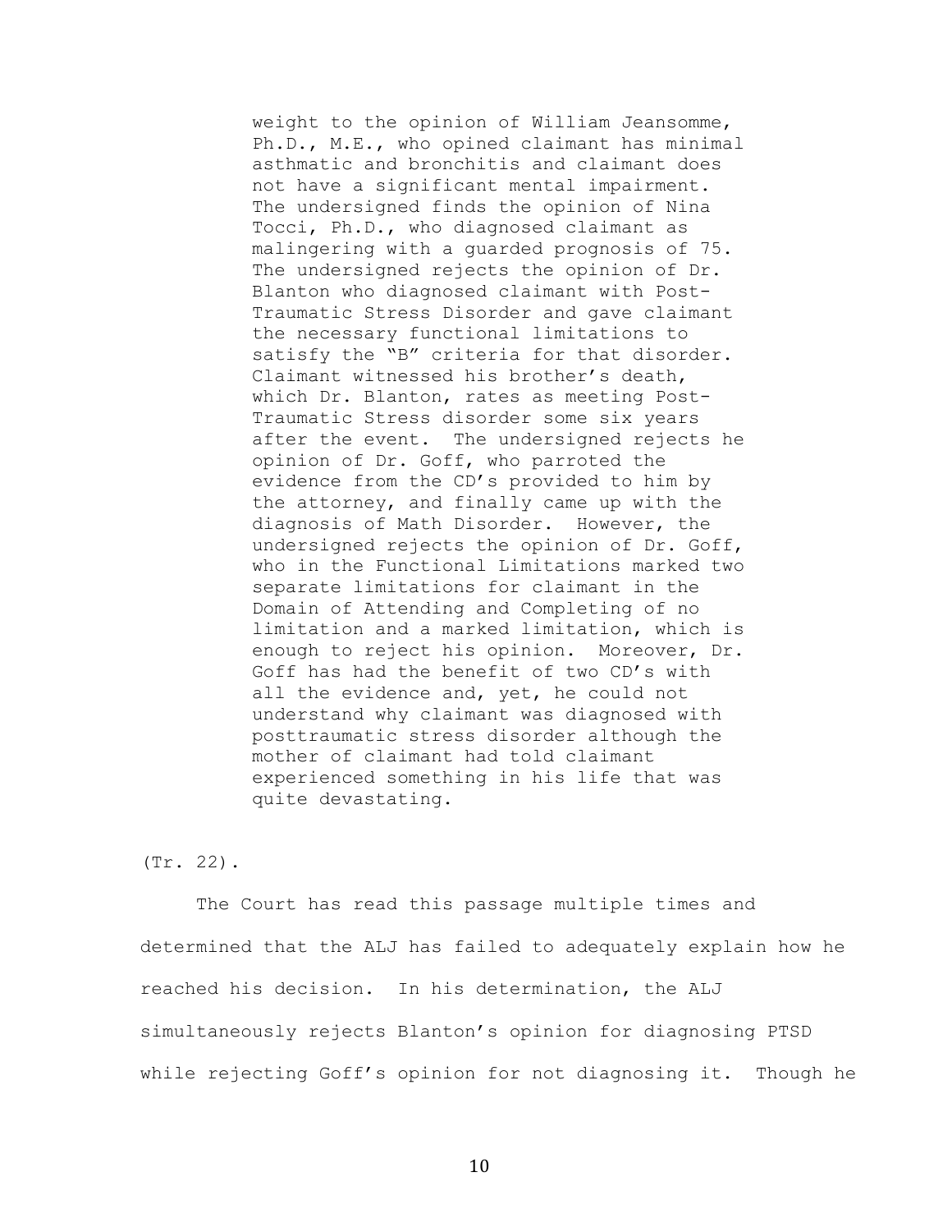> weight to the opinion of William Jeansomme, Ph.D., M.E., who opined claimant has minimal asthmatic and bronchitis and claimant does not have a significant mental impairment. The undersigned finds the opinion of Nina Tocci, Ph.D., who diagnosed claimant as malingering with a guarded prognosis of 75. The undersigned rejects the opinion of Dr. Blanton who diagnosed claimant with Post-Traumatic Stress Disorder and gave claimant the necessary functional limitations to satisfy the "B" criteria for that disorder. Claimant witnessed his brother's death, which Dr. Blanton, rates as meeting Post-Traumatic Stress disorder some six years after the event. The undersigned rejects he opinion of Dr. Goff, who parroted the evidence from the CD's provided to him by the attorney, and finally came up with the diagnosis of Math Disorder. However, the undersigned rejects the opinion of Dr. Goff, who in the Functional Limitations marked two separate limitations for claimant in the Domain of Attending and Completing of no limitation and a marked limitation, which is enough to reject his opinion. Moreover, Dr. Goff has had the benefit of two CD's with all the evidence and, yet, he could not understand why claimant was diagnosed with posttraumatic stress disorder although the mother of claimant had told claimant experienced something in his life that was quite devastating.

(Tr. 22).

The Court has read this passage multiple times and determined that the ALJ has failed to adequately explain how he reached his decision. In his determination, the ALJ simultaneously rejects Blanton's opinion for diagnosing PTSD while rejecting Goff's opinion for not diagnosing it. Though he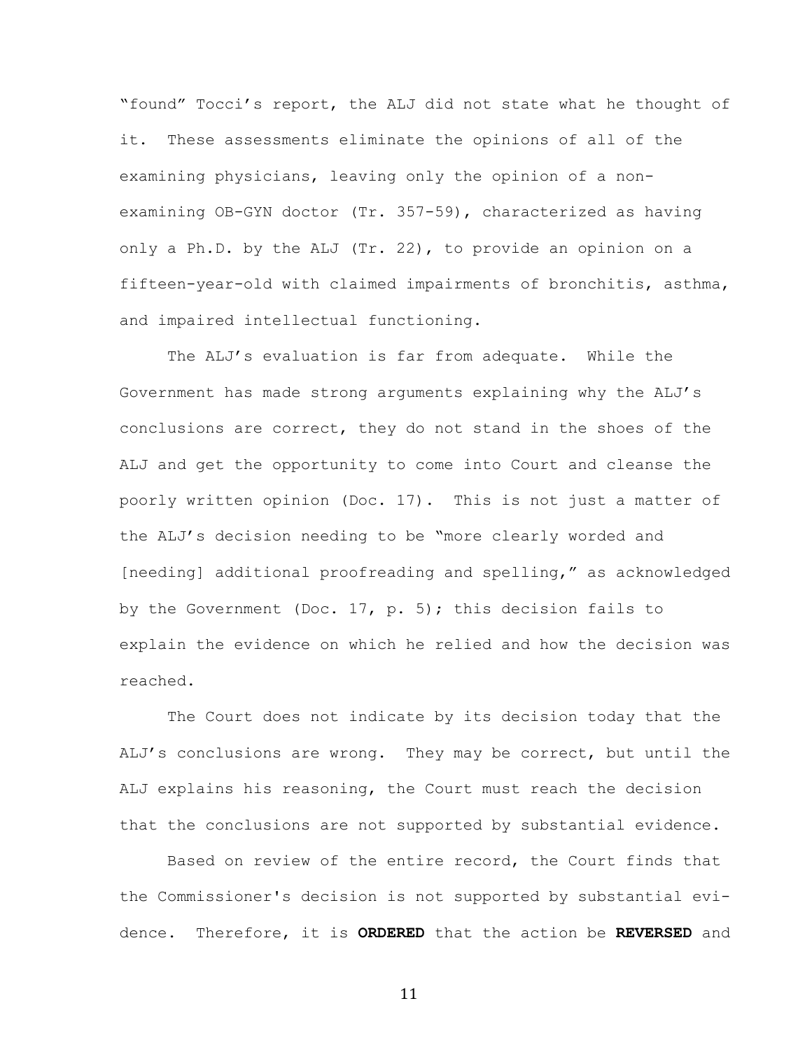"found" Tocci's report, the ALJ did not state what he thought of it. These assessments eliminate the opinions of all of the examining physicians, leaving only the opinion of a non-examining OB-GYN doctor (Tr. 357-59), characterized as having only a Ph.D. by the ALJ (Tr. 22), to provide an opinion on a fifteen-year-old with claimed impairments of bronchitis, asthma, and impaired intellectual functioning.

The ALJ's evaluation is far from adequate. While the Government has made strong arguments explaining why the ALJ's conclusions are correct, they do not stand in the shoes of the ALJ and get the opportunity to come into Court and cleanse the poorly written opinion (Doc. 17). This is not just a matter of the ALJ's decision needing to be "more clearly worded and [needing] additional proofreading and spelling," as acknowledged by the Government (Doc. 17, p. 5); this decision fails to explain the evidence on which he relied and how the decision was reached.

The Court does not indicate by its decision today that the ALJ's conclusions are wrong. They may be correct, but until the ALJ explains his reasoning, the Court must reach the decision that the conclusions are not supported by substantial evidence.

Based on review of the entire record, the Court finds that the Commissioner's decision is not supported by substantial evidence. Therefore, it is **ORDERED** that the action be **REVERSED** and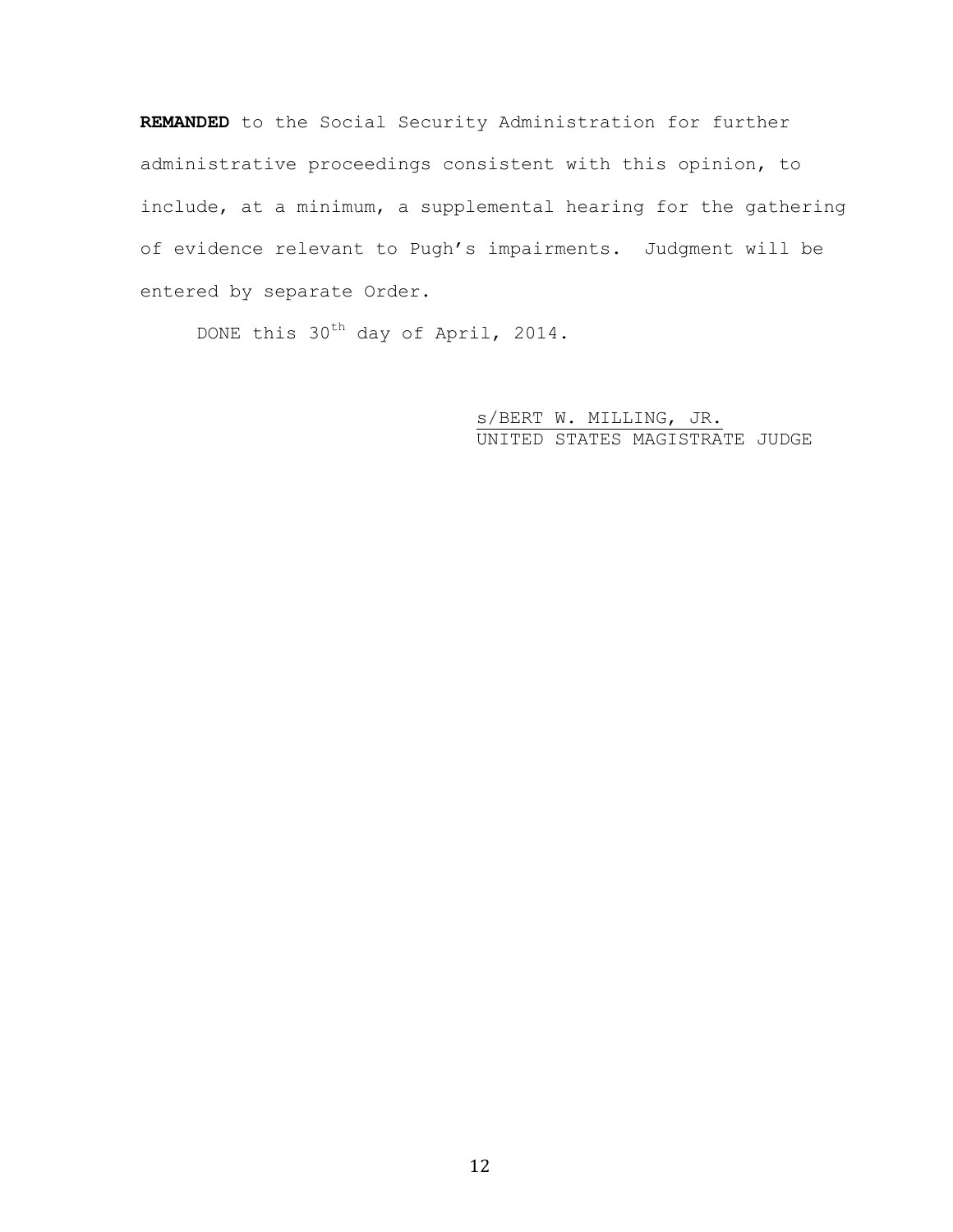**REMANDED** to the Social Security Administration for further administrative proceedings consistent with this opinion, to include, at a minimum, a supplemental hearing for the gathering of evidence relevant to Pugh's impairments. Judgment will be entered by separate Order.

DONE this 30th day of April, 2014.

s/BERT W. MILLING, JR.
UNITED STATES MAGISTRATE JUDGE